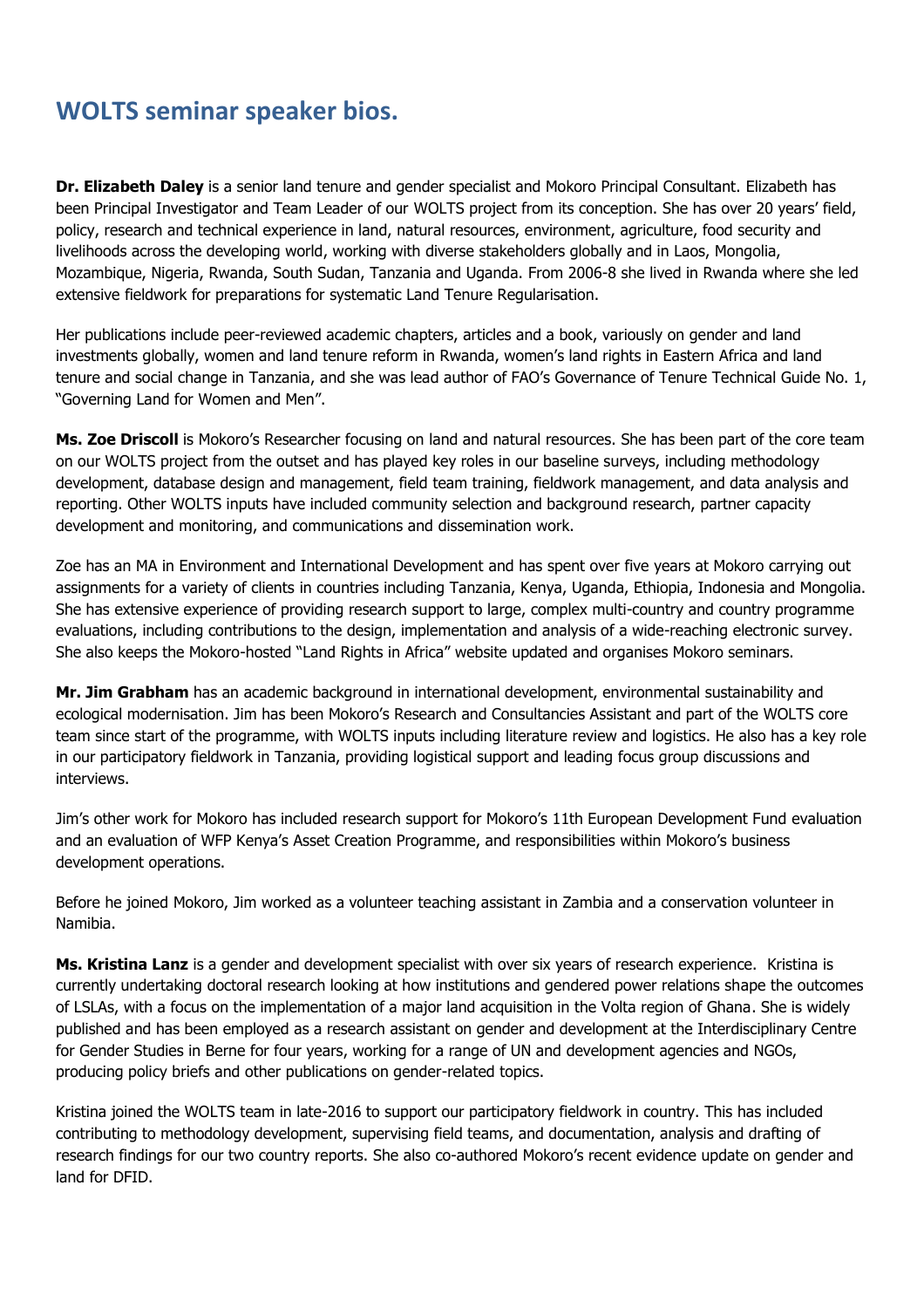# WOLTS seminar speaker bios.

**Dr. Elizabeth Daley** is a senior land tenure and gender specialist and Mokoro Principal Consultant. Elizabeth has been Principal Investigator and Team Leader of our WOLTS project from its conception. She has over 20 years' field, policy, research and technical experience in land, natural resources, environment, agriculture, food security and livelihoods across the developing world, working with diverse stakeholders globally and in Laos, Mongolia, Mozambique, Nigeria, Rwanda, South Sudan, Tanzania and Uganda. From 2006-8 she lived in Rwanda where she led extensive fieldwork for preparations for systematic Land Tenure Regularisation.

Her publications include peer-reviewed academic chapters, articles and a book, variously on gender and land investments globally, women and land tenure reform in Rwanda, women's land rights in Eastern Africa and land tenure and social change in Tanzania, and she was lead author of FAO's Governance of Tenure Technical Guide No. 1, "Governing Land for Women and Men".

**Ms. Zoe Driscoll** is Mokoro's Researcher focusing on land and natural resources. She has been part of the core team on our WOLTS project from the outset and has played key roles in our baseline surveys, including methodology development, database design and management, field team training, fieldwork management, and data analysis and reporting. Other WOLTS inputs have included community selection and background research, partner capacity development and monitoring, and communications and dissemination work.

Zoe has an MA in Environment and International Development and has spent over five years at Mokoro carrying out assignments for a variety of clients in countries including Tanzania, Kenya, Uganda, Ethiopia, Indonesia and Mongolia. She has extensive experience of providing research support to large, complex multi-country and country programme evaluations, including contributions to the design, implementation and analysis of a wide-reaching electronic survey. She also keeps the Mokoro-hosted "Land Rights in Africa" website updated and organises Mokoro seminars.

**Mr. Jim Grabham** has an academic background in international development, environmental sustainability and ecological modernisation. Jim has been Mokoro's Research and Consultancies Assistant and part of the WOLTS core team since start of the programme, with WOLTS inputs including literature review and logistics. He also has a key role in our participatory fieldwork in Tanzania, providing logistical support and leading focus group discussions and interviews.

Jim's other work for Mokoro has included research support for Mokoro's 11th European Development Fund evaluation and an evaluation of WFP Kenya's Asset Creation Programme, and responsibilities within Mokoro's business development operations.

Before he joined Mokoro, Jim worked as a volunteer teaching assistant in Zambia and a conservation volunteer in Namibia.

**Ms. Kristina Lanz** is a gender and development specialist with over six years of research experience. Kristina is currently undertaking doctoral research looking at how institutions and gendered power relations shape the outcomes of LSLAs, with a focus on the implementation of a major land acquisition in the Volta region of Ghana. She is widely published and has been employed as a research assistant on gender and development at the Interdisciplinary Centre for Gender Studies in Berne for four years, working for a range of UN and development agencies and NGOs, producing policy briefs and other publications on gender-related topics.

Kristina joined the WOLTS team in late-2016 to support our participatory fieldwork in country. This has included contributing to methodology development, supervising field teams, and documentation, analysis and drafting of research findings for our two country reports. She also co-authored Mokoro's recent evidence update on gender and land for DFID.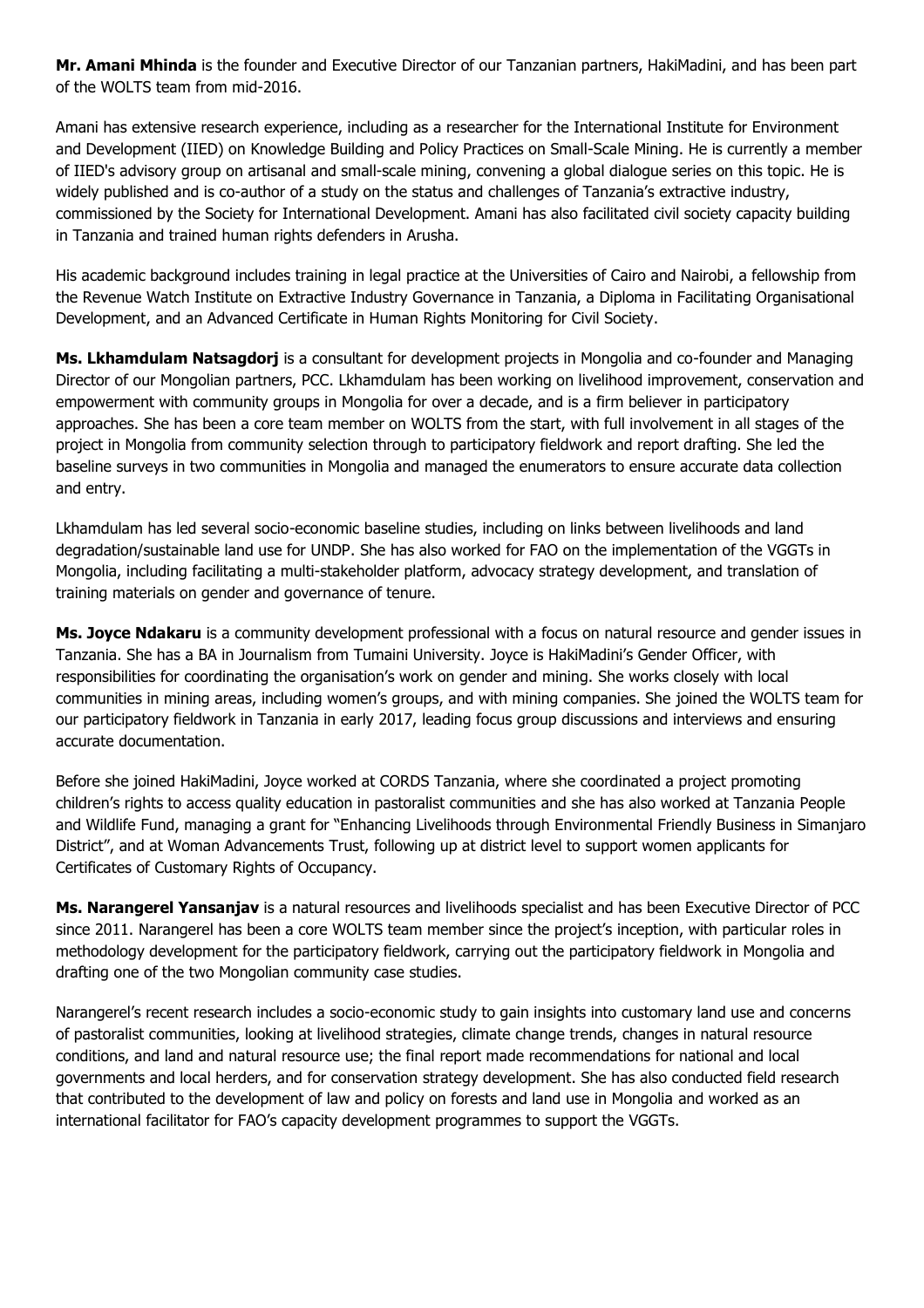**Mr. Amani Mhinda** is the founder and Executive Director of our Tanzanian partners, HakiMadini, and has been part of the WOLTS team from mid-2016.

Amani has extensive research experience, including as a researcher for the International Institute for Environment and Development (IIED) on Knowledge Building and Policy Practices on Small-Scale Mining. He is currently a member of IIED's advisory group on artisanal and small-scale mining, convening a global dialogue series on this topic. He is widely published and is co-author of a study on the status and challenges of Tanzania's extractive industry, commissioned by the Society for International Development. Amani has also facilitated civil society capacity building in Tanzania and trained human rights defenders in Arusha.

His academic background includes training in legal practice at the Universities of Cairo and Nairobi, a fellowship from the Revenue Watch Institute on Extractive Industry Governance in Tanzania, a Diploma in Facilitating Organisational Development, and an Advanced Certificate in Human Rights Monitoring for Civil Society.

**Ms. Lkhamdulam Natsagdorj** is a consultant for development projects in Mongolia and co-founder and Managing Director of our Mongolian partners, PCC. Lkhamdulam has been working on livelihood improvement, conservation and empowerment with community groups in Mongolia for over a decade, and is a firm believer in participatory approaches. She has been a core team member on WOLTS from the start, with full involvement in all stages of the project in Mongolia from community selection through to participatory fieldwork and report drafting. She led the baseline surveys in two communities in Mongolia and managed the enumerators to ensure accurate data collection and entry.

Lkhamdulam has led several socio-economic baseline studies, including on links between livelihoods and land degradation/sustainable land use for UNDP. She has also worked for FAO on the implementation of the VGGTs in Mongolia, including facilitating a multi-stakeholder platform, advocacy strategy development, and translation of training materials on gender and governance of tenure.

**Ms. Joyce Ndakaru** is a community development professional with a focus on natural resource and gender issues in Tanzania. She has a BA in Journalism from Tumaini University. Joyce is HakiMadini's Gender Officer, with responsibilities for coordinating the organisation's work on gender and mining. She works closely with local communities in mining areas, including women's groups, and with mining companies. She joined the WOLTS team for our participatory fieldwork in Tanzania in early 2017, leading focus group discussions and interviews and ensuring accurate documentation.

Before she joined HakiMadini, Joyce worked at CORDS Tanzania, where she coordinated a project promoting children's rights to access quality education in pastoralist communities and she has also worked at Tanzania People and Wildlife Fund, managing a grant for "Enhancing Livelihoods through Environmental Friendly Business in Simanjaro District", and at Woman Advancements Trust, following up at district level to support women applicants for Certificates of Customary Rights of Occupancy.

**Ms. Narangerel Yansanjav** is a natural resources and livelihoods specialist and has been Executive Director of PCC since 2011. Narangerel has been a core WOLTS team member since the project's inception, with particular roles in methodology development for the participatory fieldwork, carrying out the participatory fieldwork in Mongolia and drafting one of the two Mongolian community case studies.

Narangerel's recent research includes a socio-economic study to gain insights into customary land use and concerns of pastoralist communities, looking at livelihood strategies, climate change trends, changes in natural resource conditions, and land and natural resource use; the final report made recommendations for national and local governments and local herders, and for conservation strategy development. She has also conducted field research that contributed to the development of law and policy on forests and land use in Mongolia and worked as an international facilitator for FAO's capacity development programmes to support the VGGTs.